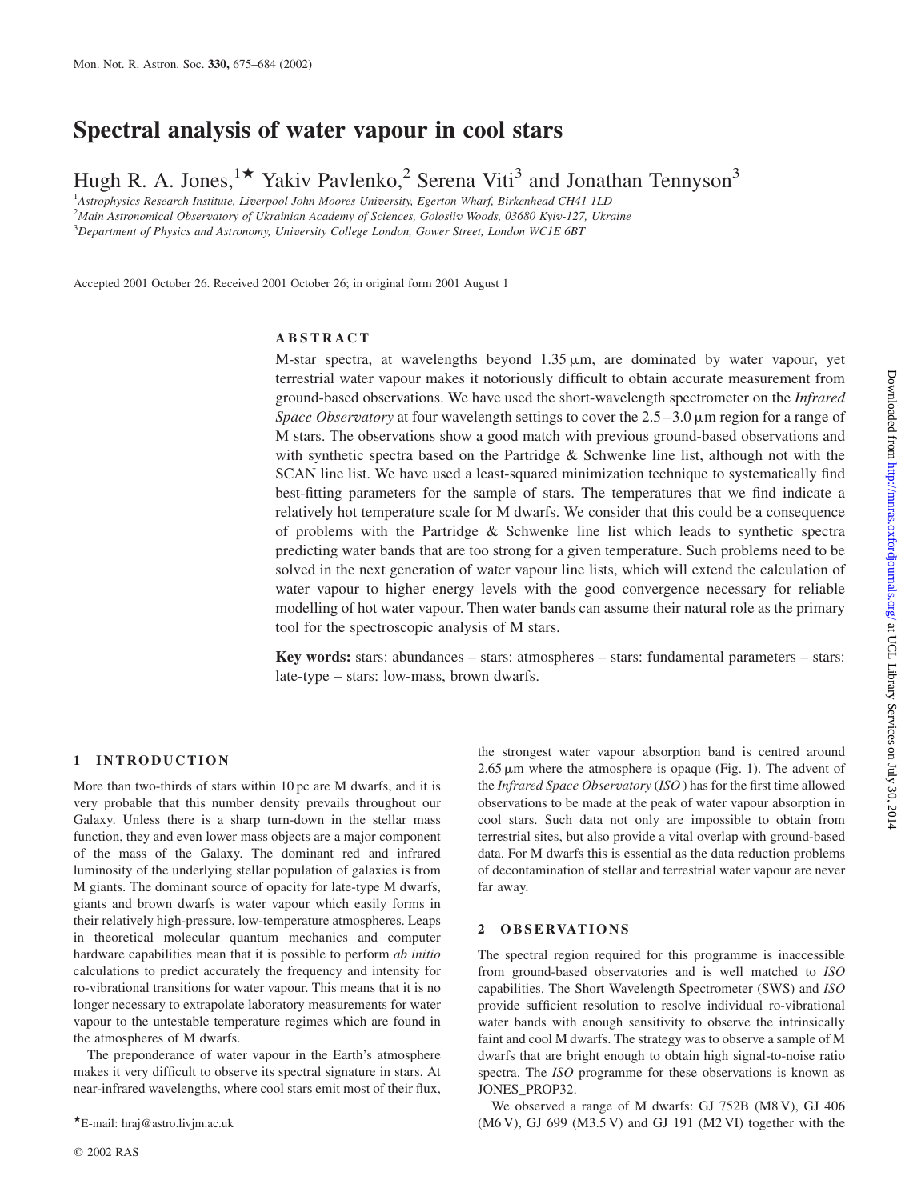# Spectral analysis of water vapour in cool stars

Hugh R. A. Jones,[1★] Yakiv Pavlenko,[2] Serena Viti[3] and Jonathan Tennyson[3]

[1]Astrophysics Research Institute, Liverpool John Moores University, Egerton Wharf, Birkenhead CH41 1LD
[2]Main Astronomical Observatory of Ukrainian Academy of Sciences, Golosiiv Woods, 03680 Kyiv-127, Ukraine
[3]Department of Physics and Astronomy, University College London, Gower Street, London WC1E 6BT

Accepted 2001 October 26. Received 2001 October 26; in original form 2001 August 1

## ABSTRACT

M-star spectra, at wavelengths beyond 1.35 μm, are dominated by water vapour, yet terrestrial water vapour makes it notoriously difficult to obtain accurate measurement from ground-based observations. We have used the short-wavelength spectrometer on the *Infrared Space Observatory* at four wavelength settings to cover the 2.5–3.0 μm region for a range of M stars. The observations show a good match with previous ground-based observations and with synthetic spectra based on the Partridge & Schwenke line list, although not with the SCAN line list. We have used a least-squared minimization technique to systematically find best-fitting parameters for the sample of stars. The temperatures that we find indicate a relatively hot temperature scale for M dwarfs. We consider that this could be a consequence of problems with the Partridge & Schwenke line list which leads to synthetic spectra predicting water bands that are too strong for a given temperature. Such problems need to be solved in the next generation of water vapour line lists, which will extend the calculation of water vapour to higher energy levels with the good convergence necessary for reliable modelling of hot water vapour. Then water bands can assume their natural role as the primary tool for the spectroscopic analysis of M stars.

**Key words:** stars: abundances – stars: atmospheres – stars: fundamental parameters – stars: late-type – stars: low-mass, brown dwarfs.

## 1 INTRODUCTION

More than two-thirds of stars within 10 pc are M dwarfs, and it is very probable that this number density prevails throughout our Galaxy. Unless there is a sharp turn-down in the stellar mass function, they and even lower mass objects are a major component of the mass of the Galaxy. The dominant red and infrared luminosity of the underlying stellar population of galaxies is from M giants. The dominant source of opacity for late-type M dwarfs, giants and brown dwarfs is water vapour which easily forms in their relatively high-pressure, low-temperature atmospheres. Leaps in theoretical molecular quantum mechanics and computer hardware capabilities mean that it is possible to perform *ab initio* calculations to predict accurately the frequency and intensity for ro-vibrational transitions for water vapour. This means that it is no longer necessary to extrapolate laboratory measurements for water vapour to the untestable temperature regimes which are found in the atmospheres of M dwarfs.

The preponderance of water vapour in the Earth's atmosphere makes it very difficult to observe its spectral signature in stars. At near-infrared wavelengths, where cool stars emit most of their flux, the strongest water vapour absorption band is centred around 2.65 μm where the atmosphere is opaque (Fig. 1). The advent of the *Infrared Space Observatory* (*ISO*) has for the first time allowed observations to be made at the peak of water vapour absorption in cool stars. Such data not only are impossible to obtain from terrestrial sites, but also provide a vital overlap with ground-based data. For M dwarfs this is essential as the data reduction problems of decontamination of stellar and terrestrial water vapour are never far away.

## 2 OBSERVATIONS

The spectral region required for this programme is inaccessible from ground-based observatories and is well matched to *ISO* capabilities. The Short Wavelength Spectrometer (SWS) and *ISO* provide sufficient resolution to resolve individual ro-vibrational water bands with enough sensitivity to observe the intrinsically faint and cool M dwarfs. The strategy was to observe a sample of M dwarfs that are bright enough to obtain high signal-to-noise ratio spectra. The *ISO* programme for these observations is known as JONES_PROP32.

We observed a range of M dwarfs: GJ 752B (M8 V), GJ 406 (M6 V), GJ 699 (M3.5 V) and GJ 191 (M2 VI) together with the

★E-mail: hraj@astro.livjm.ac.uk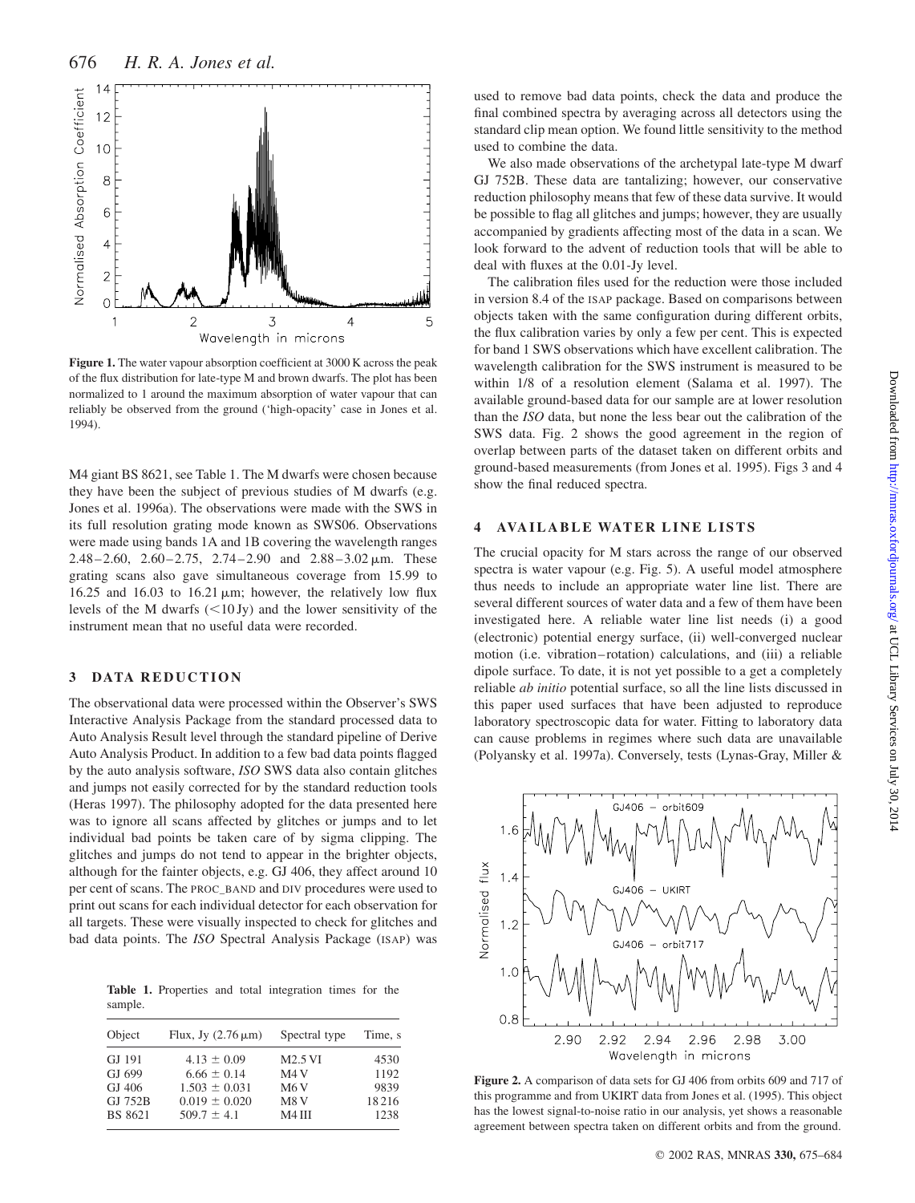**Figure 1.** The water vapour absorption coefficient at 3000 K across the peak of the flux distribution for late-type M and brown dwarfs. The plot has been normalized to 1 around the maximum absorption of water vapour that can reliably be observed from the ground ('high-opacity' case in Jones et al. 1994).

M4 giant BS 8621, see Table 1. The M dwarfs were chosen because they have been the subject of previous studies of M dwarfs (e.g. Jones et al. 1996a). The observations were made with the SWS in its full resolution grating mode known as SWS06. Observations were made using bands 1A and 1B covering the wavelength ranges 2.48–2.60, 2.60–2.75, 2.74–2.90 and 2.88–3.02 μm. These grating scans also gave simultaneous coverage from 15.99 to 16.25 and 16.03 to 16.21 μm; however, the relatively low flux levels of the M dwarfs (<10 Jy) and the lower sensitivity of the instrument mean that no useful data were recorded.

## 3 DATA REDUCTION

The observational data were processed within the Observer's SWS Interactive Analysis Package from the standard processed data to Auto Analysis Result level through the standard pipeline of Derive Auto Analysis Product. In addition to a few bad data points flagged by the auto analysis software, *ISO* SWS data also contain glitches and jumps not easily corrected for by the standard reduction tools (Heras 1997). The philosophy adopted for the data presented here was to ignore all scans affected by glitches or jumps and to let individual bad points be taken care of by sigma clipping. The glitches and jumps do not tend to appear in the brighter objects, although for the fainter objects, e.g. GJ 406, they affect around 10 per cent of scans. The PROC_BAND and DIV procedures were used to print out scans for each individual detector for each observation for all targets. These were visually inspected to check for glitches and bad data points. The *ISO* Spectral Analysis Package (ISAP) was used to remove bad data points, check the data and produce the final combined spectra by averaging across all detectors using the standard clip mean option. We found little sensitivity to the method used to combine the data.

**Table 1.** Properties and total integration times for the sample.

| Object | Flux, Jy (2.76 μm) | Spectral type | Time, s |
|---|---|---|---|
| GJ 191 | 4.13 ± 0.09 | M2.5 VI | 4530 |
| GJ 699 | 6.66 ± 0.14 | M4 V | 1192 |
| GJ 406 | 1.503 ± 0.031 | M6 V | 9839 |
| GJ 752B | 0.019 ± 0.020 | M8 V | 18 216 |
| BS 8621 | 509.7 ± 4.1 | M4 III | 1238 |

We also made observations of the archetypal late-type M dwarf GJ 752B. These data are tantalizing; however, our conservative reduction philosophy means that few of these data survive. It would be possible to flag all glitches and jumps; however, they are usually accompanied by gradients affecting most of the data in a scan. We look forward to the advent of reduction tools that will be able to deal with fluxes at the 0.01-Jy level.

The calibration files used for the reduction were those included in version 8.4 of the ISAP package. Based on comparisons between objects taken with the same configuration during different orbits, the flux calibration varies by only a few per cent. This is expected for band 1 SWS observations which have excellent calibration. The wavelength calibration for the SWS instrument is measured to be within 1/8 of a resolution element (Salama et al. 1997). The available ground-based data for our sample are at lower resolution than the *ISO* data, but none the less bear out the calibration of the SWS data. Fig. 2 shows the good agreement in the region of overlap between parts of the dataset taken on different orbits and ground-based measurements (from Jones et al. 1995). Figs 3 and 4 show the final reduced spectra.

## 4 AVAILABLE WATER LINE LISTS

The crucial opacity for M stars across the range of our observed spectra is water vapour (e.g. Fig. 5). A useful model atmosphere thus needs to include an appropriate water line list. There are several different sources of water data and a few of them have been investigated here. A reliable water line list needs (i) a good (electronic) potential energy surface, (ii) well-converged nuclear motion (i.e. vibration–rotation) calculations, and (iii) a reliable dipole surface. To date, it is not yet possible to a get a completely reliable *ab initio* potential surface, so all the line lists discussed in this paper used surfaces that have been adjusted to reproduce laboratory spectroscopic data for water. Fitting to laboratory data can cause problems in regimes where such data are unavailable (Polyansky et al. 1997a). Conversely, tests (Lynas-Gray, Miller &

**Figure 2.** A comparison of data sets for GJ 406 from orbits 609 and 717 of this programme and from UKIRT data from Jones et al. (1995). This object has the lowest signal-to-noise ratio in our analysis, yet shows a reasonable agreement between spectra taken on different orbits and from the ground.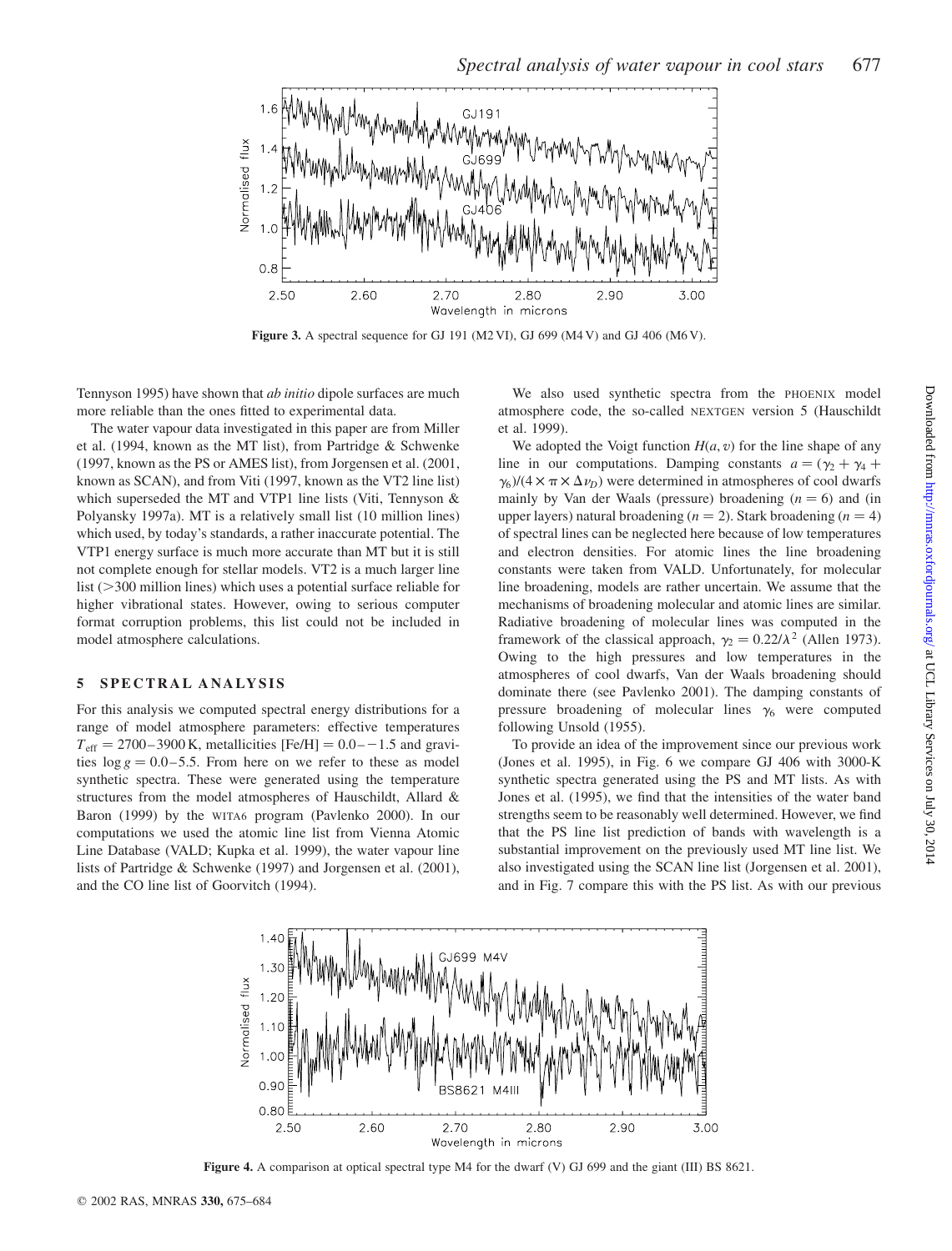Figure 3. A spectral sequence for GJ 191 (M2 VI), GJ 699 (M4 V) and GJ 406 (M6 V).

Tennyson 1995) have shown that *ab initio* dipole surfaces are much more reliable than the ones fitted to experimental data.

The water vapour data investigated in this paper are from Miller et al. (1994, known as the MT list), from Partridge & Schwenke (1997, known as the PS or AMES list), from Jorgensen et al. (2001, known as SCAN), and from Viti (1997, known as the VT2 line list) which superseded the MT and VTP1 line lists (Viti, Tennyson & Polyansky 1997a). MT is a relatively small list (10 million lines) which used, by today's standards, a rather inaccurate potential. The VTP1 energy surface is much more accurate than MT but it is still not complete enough for stellar models. VT2 is a much larger line list (>300 million lines) which uses a potential surface reliable for higher vibrational states. However, owing to serious computer format corruption problems, this list could not be included in model atmosphere calculations.

## 5 SPECTRAL ANALYSIS

For this analysis we computed spectral energy distributions for a range of model atmosphere parameters: effective temperatures $T_{\rm eff} = 2700$–$3900$ K, metallicities [Fe/H] = 0.0–−1.5 and gravities $\log g = 0.0$–$5.5$. From here on we refer to these as model synthetic spectra. These were generated using the temperature structures from the model atmospheres of Hauschildt, Allard & Baron (1999) by the WITA6 program (Pavlenko 2000). In our computations we used the atomic line list from Vienna Atomic Line Database (VALD; Kupka et al. 1999), the water vapour line lists of Partridge & Schwenke (1997) and Jorgensen et al. (2001), and the CO line list of Goorvitch (1994).

We also used synthetic spectra from the PHOENIX model atmosphere code, the so-called NEXTGEN version 5 (Hauschildt et al. 1999).

We adopted the Voigt function $H(a, v)$ for the line shape of any line in our computations. Damping constants $a = (\gamma_2 + \gamma_4 + \gamma_6)/(4 \times \pi \times \Delta\nu_D)$ were determined in atmospheres of cool dwarfs mainly by Van der Waals (pressure) broadening ($n = 6$) and (in upper layers) natural broadening ($n = 2$). Stark broadening ($n = 4$) of spectral lines can be neglected here because of low temperatures and electron densities. For atomic lines the line broadening constants were taken from VALD. Unfortunately, for molecular line broadening, models are rather uncertain. We assume that the mechanisms of broadening molecular and atomic lines are similar. Radiative broadening of molecular lines was computed in the framework of the classical approach, $\gamma_2 = 0.22/\lambda^2$ (Allen 1973). Owing to the high pressures and low temperatures in the atmospheres of cool dwarfs, Van der Waals broadening should dominate there (see Pavlenko 2001). The damping constants of pressure broadening of molecular lines $\gamma_6$ were computed following Unsold (1955).

To provide an idea of the improvement since our previous work (Jones et al. 1995), in Fig. 6 we compare GJ 406 with 3000-K synthetic spectra generated using the PS and MT lists. As with Jones et al. (1995), we find that the intensities of the water band strengths seem to be reasonably well determined. However, we find that the PS line list prediction of bands with wavelength is a substantial improvement on the previously used MT line list. We also investigated using the SCAN line list (Jorgensen et al. 2001), and in Fig. 7 compare this with the PS list. As with our previous

Figure 4. A comparison at optical spectral type M4 for the dwarf (V) GJ 699 and the giant (III) BS 8621.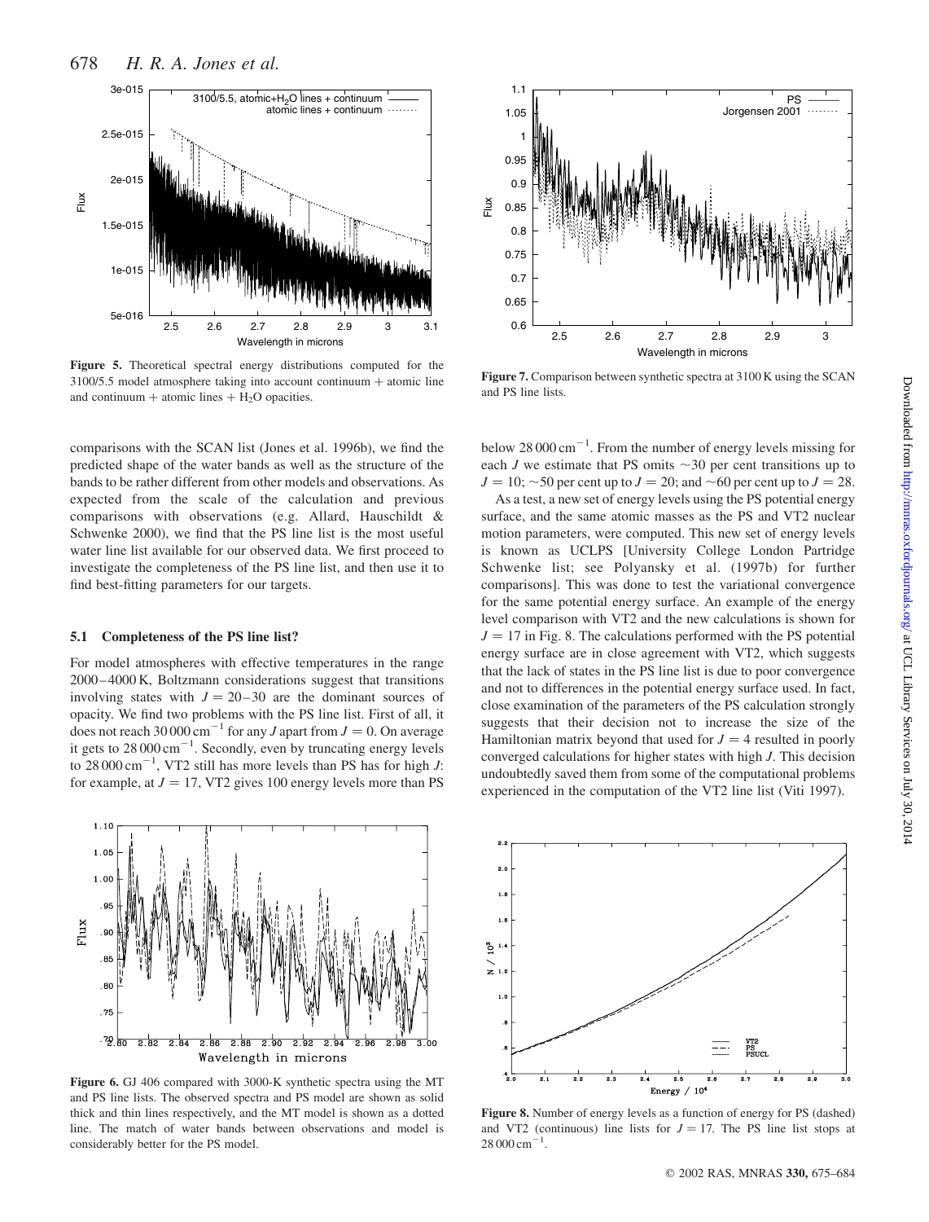**Figure 5.** Theoretical spectral energy distributions computed for the 3100/5.5 model atmosphere taking into account continuum + atomic line and continuum + atomic lines + $H_2O$ opacities.

**Figure 7.** Comparison between synthetic spectra at 3100 K using the SCAN and PS line lists.

comparisons with the SCAN list (Jones et al. 1996b), we find the predicted shape of the water bands as well as the structure of the bands to be rather different from other models and observations. As expected from the scale of the calculation and previous comparisons with observations (e.g. Allard, Hauschildt & Schwenke 2000), we find that the PS line list is the most useful water line list available for our observed data. We first proceed to investigate the completeness of the PS line list, and then use it to find best-fitting parameters for our targets.

### 5.1 Completeness of the PS line list?

For model atmospheres with effective temperatures in the range 2000–4000 K, Boltzmann considerations suggest that transitions involving states with $J = 20$–$30$ are the dominant sources of opacity. We find two problems with the PS line list. First of all, it does not reach $30\,000\,\mathrm{cm}^{-1}$ for any $J$ apart from $J = 0$. On average it gets to $28\,000\,\mathrm{cm}^{-1}$. Secondly, even by truncating energy levels to $28\,000\,\mathrm{cm}^{-1}$, VT2 still has more levels than PS has for high $J$: for example, at $J = 17$, VT2 gives 100 energy levels more than PS below $28\,000\,\mathrm{cm}^{-1}$. From the number of energy levels missing for each $J$ we estimate that PS omits ~30 per cent transitions up to $J = 10$; ~50 per cent up to $J = 20$; and ~60 per cent up to $J = 28$.

As a test, a new set of energy levels using the PS potential energy surface, and the same atomic masses as the PS and VT2 nuclear motion parameters, were computed. This new set of energy levels is known as UCLPS [University College London Partridge Schwenke list; see Polyansky et al. (1997b) for further comparisons]. This was done to test the variational convergence for the same potential energy surface. An example of the energy level comparison with VT2 and the new calculations is shown for $J = 17$ in Fig. 8. The calculations performed with the PS potential energy surface are in close agreement with VT2, which suggests that the lack of states in the PS line list is due to poor convergence and not to differences in the potential energy surface used. In fact, close examination of the parameters of the PS calculation strongly suggests that their decision not to increase the size of the Hamiltonian matrix beyond that used for $J = 4$ resulted in poorly converged calculations for higher states with high $J$. This decision undoubtedly saved them from some of the computational problems experienced in the computation of the VT2 line list (Viti 1997).

**Figure 6.** GJ 406 compared with 3000-K synthetic spectra using the MT and PS line lists. The observed spectra and PS model are shown as solid thick and thin lines respectively, and the MT model is shown as a dotted line. The match of water bands between observations and model is considerably better for the PS model.

**Figure 8.** Number of energy levels as a function of energy for PS (dashed) and VT2 (continuous) line lists for $J = 17$. The PS line list stops at $28\,000\,\mathrm{cm}^{-1}$.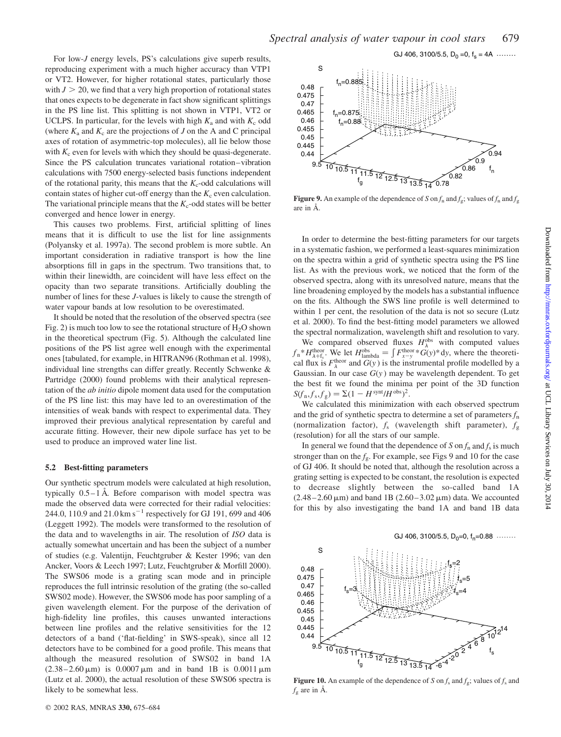For low-$J$ energy levels, PS's calculations give superb results, reproducing experiment with a much higher accuracy than VTP1 or VT2. However, for higher rotational states, particularly those with $J > 20$, we find that a very high proportion of rotational states that ones expects to be degenerate in fact show significant splittings in the PS line list. This splitting is not shown in VTP1, VT2 or UCLPS. In particular, for the levels with high $K_a$ and with $K_c$ odd (where $K_a$ and $K_c$ are the projections of $J$ on the A and C principal axes of rotation of asymmetric-top molecules), all lie below those with $K_c$ even for levels with which they should be quasi-degenerate. Since the PS calculation truncates variational rotation–vibration calculations with 7500 energy-selected basis functions independent of the rotational parity, this means that the $K_c$-odd calculations will contain states of higher cut-off energy than the $K_c$ even calculation. The variational principle means that the $K_c$-odd states will be better converged and hence lower in energy.

This causes two problems. First, artificial splitting of lines means that it is difficult to use the list for line assignments (Polyansky et al. 1997a). The second problem is more subtle. An important consideration in radiative transport is how the line absorptions fill in gaps in the spectrum. Two transitions that, to within their linewidth, are coincident will have less effect on the opacity than two separate transitions. Artificially doubling the number of lines for these $J$-values is likely to cause the strength of water vapour bands at low resolution to be overestimated.

It should be noted that the resolution of the observed spectra (see Fig. 2) is much too low to see the rotational structure of $H_2O$ shown in the theoretical spectrum (Fig. 5). Although the calculated line positions of the PS list agree well enough with the experimental ones [tabulated, for example, in HITRAN96 (Rothman et al. 1998), individual line strengths can differ greatly. Recently Schwenke & Partridge (2000) found problems with their analytical representation of the *ab initio* dipole moment data used for the computation of the PS line list: this may have led to an overestimation of the intensities of weak bands with respect to experimental data. They improved their previous analytical representation by careful and accurate fitting. However, their new dipole surface has yet to be used to produce an improved water line list.

### 5.2 Best-fitting parameters

Our synthetic spectrum models were calculated at high resolution, typically 0.5–1 Å. Before comparison with model spectra was made the observed data were corrected for their radial velocities: 244.0, 110.9 and 21.0 km s$^{-1}$ respectively for GJ 191, 699 and 406 (Leggett 1992). The models were transformed to the resolution of the data and to wavelengths in air. The resolution of *ISO* data is actually somewhat uncertain and has been the subject of a number of studies (e.g. Valentijn, Feuchtgruber & Kester 1996; van den Ancker, Voors & Leech 1997; Lutz, Feuchtgruber & Morfill 2000). The SWS06 mode is a grating scan mode and in principle reproduces the full intrinsic resolution of the grating (the so-called SWS02 mode). However, the SWS06 mode has poor sampling of a given wavelength element. For the purpose of the derivation of high-fidelity line profiles, this causes unwanted interactions between line profiles and the relative sensitivities for the 12 detectors of a band ('flat-fielding' in SWS-speak), since all 12 detectors have to be combined for a good profile. This means that although the measured resolution of SWS02 in band 1A (2.38–2.60 μm) is 0.0007 μm and in band 1B is 0.0011 μm (Lutz et al. 2000), the actual resolution of these SWS06 spectra is likely to be somewhat less.

**Figure 9.** An example of the dependence of $S$ on $f_n$ and $f_g$; values of $f_n$ and $f_g$ are in Å.

In order to determine the best-fitting parameters for our targets in a systematic fashion, we performed a least-squares minimization on the spectra within a grid of synthetic spectra using the PS line list. As with the previous work, we noticed that the form of the observed spectra, along with its unresolved nature, means that the line broadening employed by the models has a substantial influence on the fits. Although the SWS line profile is well determined to within 1 per cent, the resolution of the data is not so secure (Lutz et al. 2000). To find the best-fitting model parameters we allowed the spectral normalization, wavelength shift and resolution to vary.

We compared observed fluxes $H_\lambda^{\mathrm{obs}}$ with computed values $f_n * H_{\lambda+f_s}^{\mathrm{theor}}$. We let $H_{\mathrm{lambda}}^{\mathrm{obs}} = \int F_{x-y}^{\mathrm{theor}} * G(y) * \mathrm{d}y$, where the theoretical flux is $F_\lambda^{\mathrm{theor}}$ and $G(y)$ is the instrumental profile modelled by a Gaussian. In our case $G(y)$ may be wavelength dependent. To get the best fit we found the minima per point of the 3D function $S(f_n, f_s, f_g) = \Sigma(1 - H^{\mathrm{synt}}/H^{\mathrm{obs}})^2$.

We calculated this minimization with each observed spectrum and the grid of synthetic spectra to determine a set of parameters $f_n$ (normalization factor), $f_s$ (wavelength shift parameter), $f_g$ (resolution) for all the stars of our sample.

In general we found that the dependence of $S$ on $f_n$ and $f_s$ is much stronger than on the $f_g$. For example, see Figs 9 and 10 for the case of GJ 406. It should be noted that, although the resolution across a grating setting is expected to be constant, the resolution is expected to decrease slightly between the so-called band 1A (2.48–2.60 μm) and band 1B (2.60–3.02 μm) data. We accounted for this by also investigating the band 1A and band 1B data

**Figure 10.** An example of the dependence of $S$ on $f_s$ and $f_g$; values of $f_s$ and $f_g$ are in Å.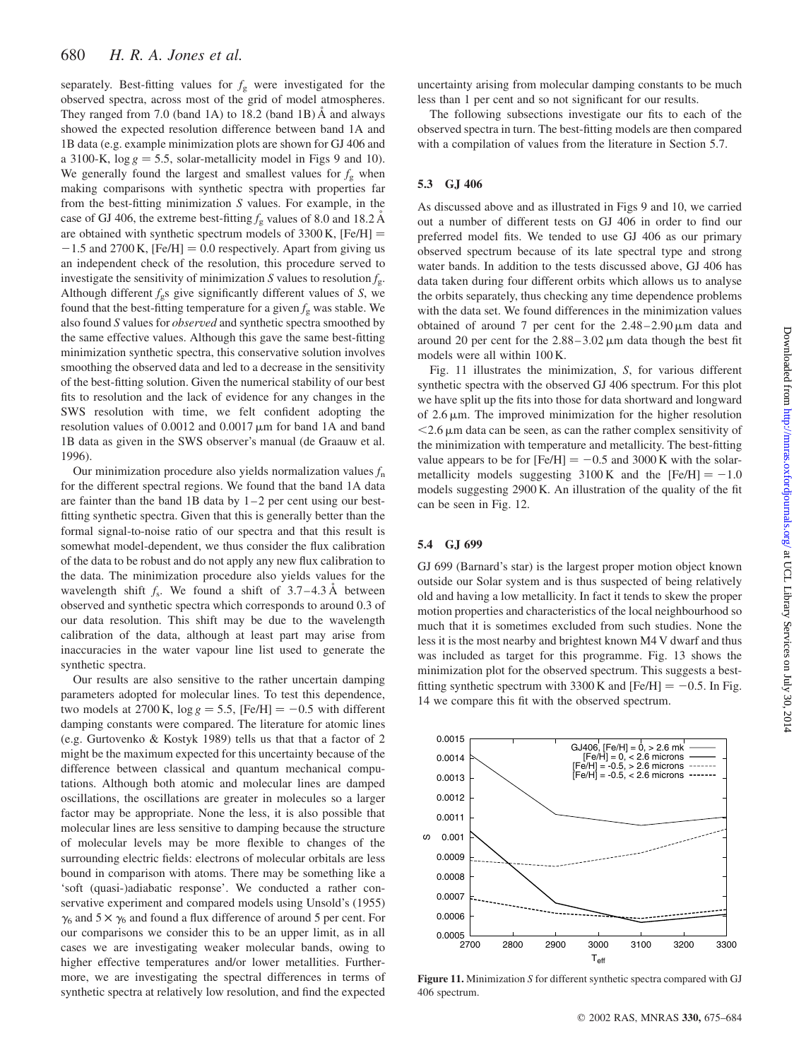separately. Best-fitting values for $f_g$ were investigated for the observed spectra, across most of the grid of model atmospheres. They ranged from 7.0 (band 1A) to 18.2 (band 1B) Å and always showed the expected resolution difference between band 1A and 1B data (e.g. example minimization plots are shown for GJ 406 and a 3100-K, $\log g = 5.5$, solar-metallicity model in Figs 9 and 10). We generally found the largest and smallest values for $f_g$ when making comparisons with synthetic spectra with properties far from the best-fitting minimization $S$ values. For example, in the case of GJ 406, the extreme best-fitting $f_g$ values of 8.0 and 18.2 Å are obtained with synthetic spectrum models of 3300 K, [Fe/H] = −1.5 and 2700 K, [Fe/H] = 0.0 respectively. Apart from giving us an independent check of the resolution, this procedure served to investigate the sensitivity of minimization $S$ values to resolution $f_g$. Although different $f_g$s give significantly different values of $S$, we found that the best-fitting temperature for a given $f_g$ was stable. We also found $S$ values for *observed* and synthetic spectra smoothed by the same effective values. Although this gave the same best-fitting minimization synthetic spectra, this conservative solution involves smoothing the observed data and led to a decrease in the sensitivity of the best-fitting solution. Given the numerical stability of our best fits to resolution and the lack of evidence for any changes in the SWS resolution with time, we felt confident adopting the resolution values of 0.0012 and 0.0017 μm for band 1A and band 1B data as given in the SWS observer's manual (de Graauw et al. 1996).

Our minimization procedure also yields normalization values $f_n$ for the different spectral regions. We found that the band 1A data are fainter than the band 1B data by 1–2 per cent using our best-fitting synthetic spectra. Given that this is generally better than the formal signal-to-noise ratio of our spectra and that this result is somewhat model-dependent, we thus consider the flux calibration of the data to be robust and do not apply any new flux calibration to the data. The minimization procedure also yields values for the wavelength shift $f_s$. We found a shift of 3.7–4.3 Å between observed and synthetic spectra which corresponds to around 0.3 of our data resolution. This shift may be due to the wavelength calibration of the data, although at least part may arise from inaccuracies in the water vapour line list used to generate the synthetic spectra.

Our results are also sensitive to the rather uncertain damping parameters adopted for molecular lines. To test this dependence, two models at 2700 K, $\log g = 5.5$, [Fe/H] = −0.5 with different damping constants were compared. The literature for atomic lines (e.g. Gurtovenko & Kostyk 1989) tells us that that a factor of 2 might be the maximum expected for this uncertainty because of the difference between classical and quantum mechanical computations. Although both atomic and molecular lines are damped oscillations, the oscillations are greater in molecules so a larger factor may be appropriate. None the less, it is also possible that molecular lines are less sensitive to damping because the structure of molecular levels may be more flexible to changes of the surrounding electric fields: electrons of molecular orbitals are less bound in comparison with atoms. There may be something like a 'soft (quasi-)adiabatic response'. We conducted a rather conservative experiment and compared models using Unsold's (1955) $\gamma_6$ and $5 \times \gamma_6$ and found a flux difference of around 5 per cent. For our comparisons we consider this to be an upper limit, as in all cases we are investigating weaker molecular bands, owing to higher effective temperatures and/or lower metallicities. Furthermore, we are investigating the spectral differences in terms of synthetic spectra at relatively low resolution, and find the expected uncertainty arising from molecular damping constants to be much less than 1 per cent and so not significant for our results.

The following subsections investigate our fits to each of the observed spectra in turn. The best-fitting models are then compared with a compilation of values from the literature in Section 5.7.

### 5.3 GJ 406

As discussed above and as illustrated in Figs 9 and 10, we carried out a number of different tests on GJ 406 in order to find our preferred model fits. We tended to use GJ 406 as our primary observed spectrum because of its late spectral type and strong water bands. In addition to the tests discussed above, GJ 406 has data taken during four different orbits which allows us to analyse the orbits separately, thus checking any time dependence problems with the data set. We found differences in the minimization values obtained of around 7 per cent for the 2.48–2.90 μm data and around 20 per cent for the 2.88–3.02 μm data though the best fit models were all within 100 K.

Fig. 11 illustrates the minimization, $S$, for various different synthetic spectra with the observed GJ 406 spectrum. For this plot we have split up the fits into those for data shortward and longward of 2.6 μm. The improved minimization for the higher resolution <2.6 μm data can be seen, as can the rather complex sensitivity of the minimization with temperature and metallicity. The best-fitting value appears to be for [Fe/H] = −0.5 and 3000 K with the solar-metallicity models suggesting 3100 K and the [Fe/H] = −1.0 models suggesting 2900 K. An illustration of the quality of the fit can be seen in Fig. 12.

### 5.4 GJ 699

GJ 699 (Barnard's star) is the largest proper motion object known outside our Solar system and is thus suspected of being relatively old and having a low metallicity. In fact it tends to skew the proper motion properties and characteristics of the local neighbourhood so much that it is sometimes excluded from such studies. None the less it is the most nearby and brightest known M4 V dwarf and thus was included as target for this programme. Fig. 13 shows the minimization plot for the observed spectrum. This suggests a best-fitting synthetic spectrum with 3300 K and [Fe/H] = −0.5. In Fig. 14 we compare this fit with the observed spectrum.

**Figure 11.** Minimization $S$ for different synthetic spectra compared with GJ 406 spectrum.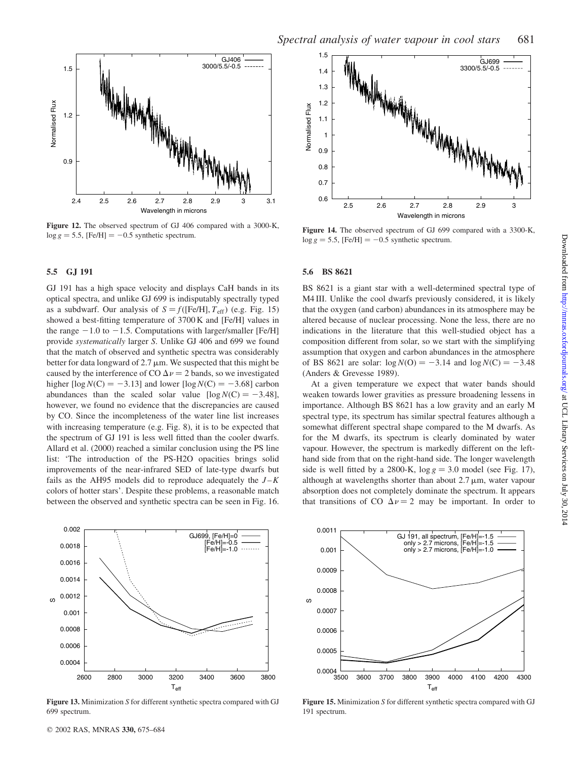**Figure 12.** The observed spectrum of GJ 406 compared with a 3000-K, $\log g = 5.5$, [Fe/H] $= -0.5$ synthetic spectrum.

**Figure 14.** The observed spectrum of GJ 699 compared with a 3300-K, $\log g = 5.5$, [Fe/H] $= -0.5$ synthetic spectrum.

### 5.5 GJ 191

GJ 191 has a high space velocity and displays CaH bands in its optical spectra, and unlike GJ 699 is indisputably spectrally typed as a subdwarf. Our analysis of $S = f([\mathrm{Fe/H}], T_{\mathrm{eff}})$ (e.g. Fig. 15) showed a best-fitting temperature of 3700 K and [Fe/H] values in the range $-1.0$ to $-1.5$. Computations with larger/smaller [Fe/H] provide *systematically* larger *S*. Unlike GJ 406 and 699 we found that the match of observed and synthetic spectra was considerably better for data longward of 2.7 μm. We suspected that this might be caused by the interference of CO $\Delta\nu = 2$ bands, so we investigated higher [$\log N(\mathrm{C}) = -3.13$] and lower [$\log N(\mathrm{C}) = -3.68$] carbon abundances than the scaled solar value [$\log N(\mathrm{C}) = -3.48$], however, we found no evidence that the discrepancies are caused by CO. Since the incompleteness of the water line list increases with increasing temperature (e.g. Fig. 8), it is to be expected that the spectrum of GJ 191 is less well fitted than the cooler dwarfs. Allard et al. (2000) reached a similar conclusion using the PS line list: 'The introduction of the PS-H2O opacities brings solid improvements of the near-infrared SED of late-type dwarfs but fails as the AH95 models did to reproduce adequately the $J-K$ colors of hotter stars'. Despite these problems, a reasonable match between the observed and synthetic spectra can be seen in Fig. 16.

### 5.6 BS 8621

BS 8621 is a giant star with a well-determined spectral type of M4 III. Unlike the cool dwarfs previously considered, it is likely that the oxygen (and carbon) abundances in its atmosphere may be altered because of nuclear processing. None the less, there are no indications in the literature that this well-studied object has a composition different from solar, so we start with the simplifying assumption that oxygen and carbon abundances in the atmosphere of BS 8621 are solar: $\log N(\mathrm{O}) = -3.14$ and $\log N(\mathrm{C}) = -3.48$ (Anders & Grevesse 1989).

At a given temperature we expect that water bands should weaken towards lower gravities as pressure broadening lessens in importance. Although BS 8621 has a low gravity and an early M spectral type, its spectrum has similar spectral features although a somewhat different spectral shape compared to the M dwarfs. As for the M dwarfs, its spectrum is clearly dominated by water vapour. However, the spectrum is markedly different on the left-hand side from that on the right-hand side. The longer wavelength side is well fitted by a 2800-K, $\log g = 3.0$ model (see Fig. 17), although at wavelengths shorter than about 2.7 μm, water vapour absorption does not completely dominate the spectrum. It appears that transitions of CO $\Delta\nu = 2$ may be important. In order to

**Figure 13.** Minimization *S* for different synthetic spectra compared with GJ 699 spectrum.

**Figure 15.** Minimization *S* for different synthetic spectra compared with GJ 191 spectrum.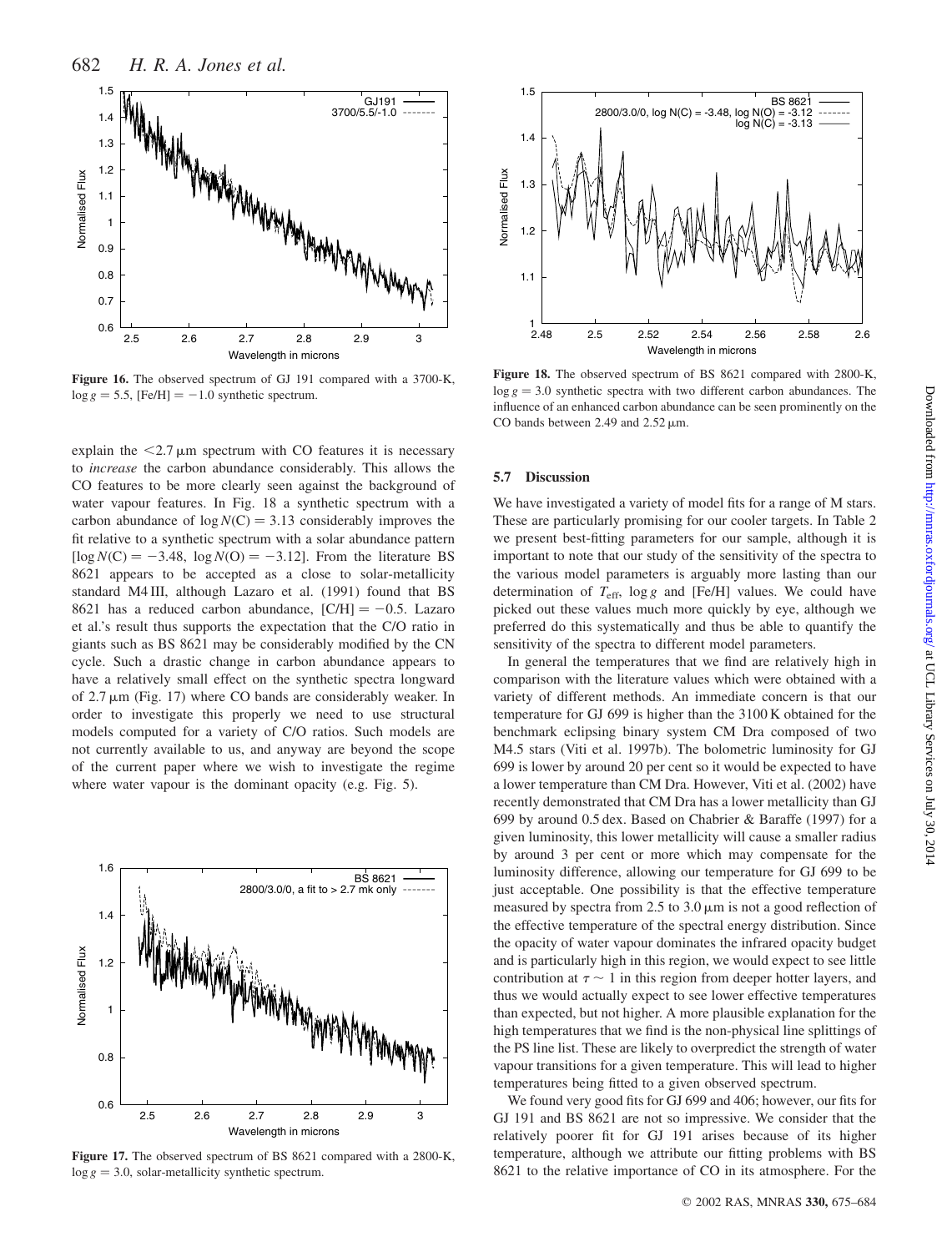Figure 16. The observed spectrum of GJ 191 compared with a 3700-K, $\log g = 5.5$, [Fe/H] $= -1.0$ synthetic spectrum.

explain the $<2.7\,\mu$m spectrum with CO features it is necessary to *increase* the carbon abundance considerably. This allows the CO features to be more clearly seen against the background of water vapour features. In Fig. 18 a synthetic spectrum with a carbon abundance of $\log N(\mathrm{C}) = 3.13$ considerably improves the fit relative to a synthetic spectrum with a solar abundance pattern [$\log N(\mathrm{C}) = -3.48$, $\log N(\mathrm{O}) = -3.12$]. From the literature BS 8621 appears to be accepted as a close to solar-metallicity standard M4 III, although Lazaro et al. (1991) found that BS 8621 has a reduced carbon abundance, [C/H] $= -0.5$. Lazaro et al.'s result thus supports the expectation that the C/O ratio in giants such as BS 8621 may be considerably modified by the CN cycle. Such a drastic change in carbon abundance appears to have a relatively small effect on the synthetic spectra longward of $2.7\,\mu$m (Fig. 17) where CO bands are considerably weaker. In order to investigate this properly we need to use structural models computed for a variety of C/O ratios. Such models are not currently available to us, and anyway are beyond the scope of the current paper where we wish to investigate the regime where water vapour is the dominant opacity (e.g. Fig. 5).

Figure 17. The observed spectrum of BS 8621 compared with a 2800-K, $\log g = 3.0$, solar-metallicity synthetic spectrum.

Figure 18. The observed spectrum of BS 8621 compared with 2800-K, $\log g = 3.0$ synthetic spectra with two different carbon abundances. The influence of an enhanced carbon abundance can be seen prominently on the CO bands between 2.49 and $2.52\,\mu$m.

### 5.7 Discussion

We have investigated a variety of model fits for a range of M stars. These are particularly promising for our cooler targets. In Table 2 we present best-fitting parameters for our sample, although it is important to note that our study of the sensitivity of the spectra to the various model parameters is arguably more lasting than our determination of $T_{\mathrm{eff}}$, $\log g$ and [Fe/H] values. We could have picked out these values much more quickly by eye, although we preferred do this systematically and thus be able to quantify the sensitivity of the spectra to different model parameters.

In general the temperatures that we find are relatively high in comparison with the literature values which were obtained with a variety of different methods. An immediate concern is that our temperature for GJ 699 is higher than the 3100 K obtained for the benchmark eclipsing binary system CM Dra composed of two M4.5 stars (Viti et al. 1997b). The bolometric luminosity for GJ 699 is lower by around 20 per cent so it would be expected to have a lower temperature than CM Dra. However, Viti et al. (2002) have recently demonstrated that CM Dra has a lower metallicity than GJ 699 by around 0.5 dex. Based on Chabrier & Baraffe (1997) for a given luminosity, this lower metallicity will cause a smaller radius by around 3 per cent or more which may compensate for the luminosity difference, allowing our temperature for GJ 699 to be just acceptable. One possibility is that the effective temperature measured by spectra from 2.5 to $3.0\,\mu$m is not a good reflection of the effective temperature of the spectral energy distribution. Since the opacity of water vapour dominates the infrared opacity budget and is particularly high in this region, we would expect to see little contribution at $\tau \sim 1$ in this region from deeper hotter layers, and thus we would actually expect to see lower effective temperatures than expected, but not higher. A more plausible explanation for the high temperatures that we find is the non-physical line splittings of the PS line list. These are likely to overpredict the strength of water vapour transitions for a given temperature. This will lead to higher temperatures being fitted to a given observed spectrum.

We found very good fits for GJ 699 and 406; however, our fits for GJ 191 and BS 8621 are not so impressive. We consider that the relatively poorer fit for GJ 191 arises because of its higher temperature, although we attribute our fitting problems with BS 8621 to the relative importance of CO in its atmosphere. For the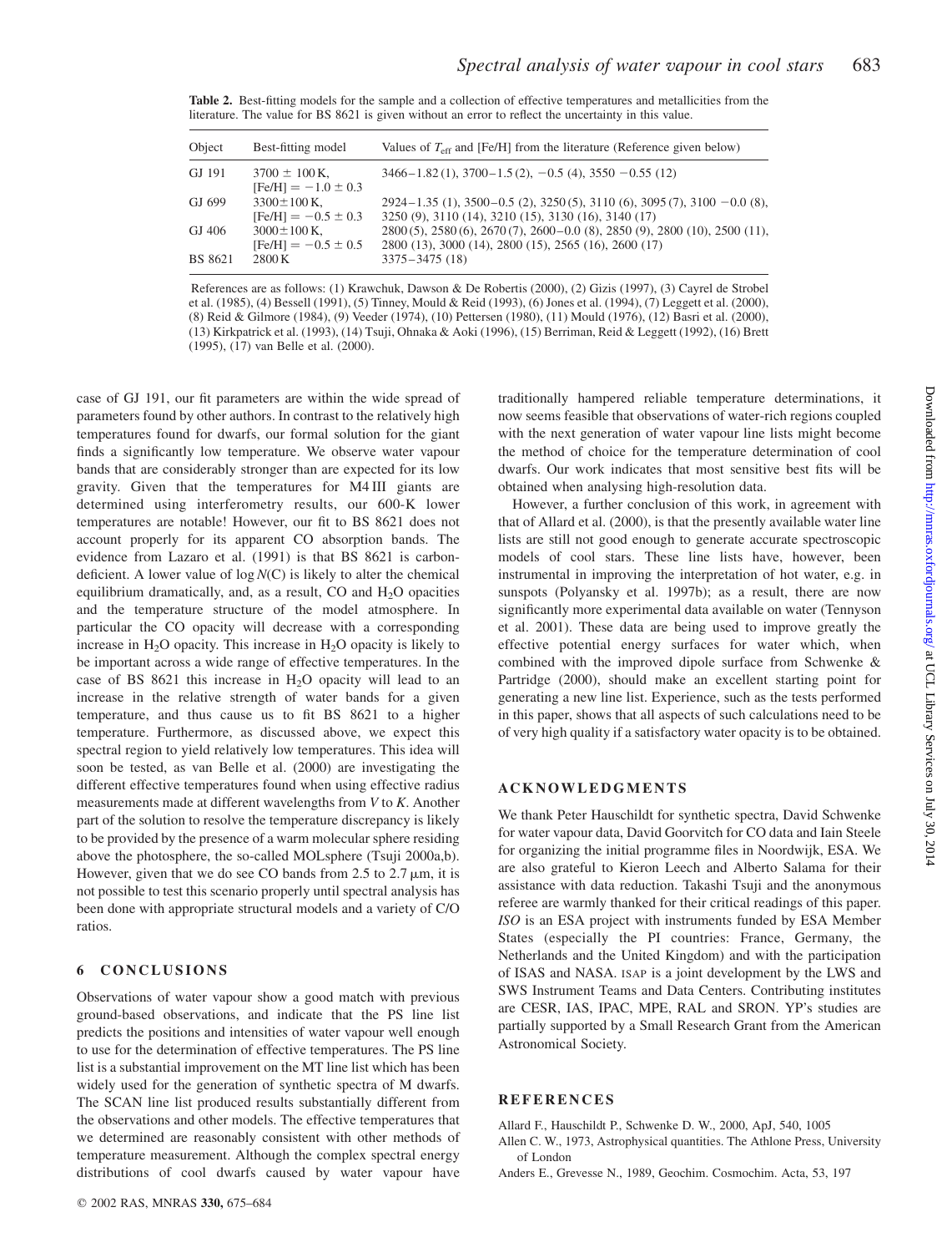**Table 2.** Best-fitting models for the sample and a collection of effective temperatures and metallicities from the literature. The value for BS 8621 is given without an error to reflect the uncertainty in this value.

| Object | Best-fitting model | Values of $T_{\rm eff}$ and [Fe/H] from the literature (Reference given below) |
|---|---|---|
| GJ 191 | $3700 \pm 100$ K, [Fe/H] $= -1.0 \pm 0.3$ | 3466 – 1.82 (1), 3700 – 1.5 (2), −0.5 (4), 3550 −0.55 (12) |
| GJ 699 | $3300 \pm 100$ K, [Fe/H] $= -0.5 \pm 0.3$ | 2924 – 1.35 (1), 3500 – 0.5 (2), 3250 (5), 3110 (6), 3095 (7), 3100 −0.0 (8), 3250 (9), 3110 (14), 3210 (15), 3130 (16), 3140 (17) |
| GJ 406 | $3000 \pm 100$ K, [Fe/H] $= -0.5 \pm 0.5$ | 2800 (5), 2580 (6), 2670 (7), 2600 – 0.0 (8), 2850 (9), 2800 (10), 2500 (11), 2800 (13), 3000 (14), 2800 (15), 2565 (16), 2600 (17) |
| BS 8621 | 2800 K | 3375 – 3475 (18) |

References are as follows: (1) Krawchuk, Dawson & De Robertis (2000), (2) Gizis (1997), (3) Cayrel de Strobel et al. (1985), (4) Bessell (1991), (5) Tinney, Mould & Reid (1993), (6) Jones et al. (1994), (7) Leggett et al. (2000), (8) Reid & Gilmore (1984), (9) Veeder (1974), (10) Pettersen (1980), (11) Mould (1976), (12) Basri et al. (2000), (13) Kirkpatrick et al. (1993), (14) Tsuji, Ohnaka & Aoki (1996), (15) Berriman, Reid & Leggett (1992), (16) Brett (1995), (17) van Belle et al. (2000).

case of GJ 191, our fit parameters are within the wide spread of parameters found by other authors. In contrast to the relatively high temperatures found for dwarfs, our formal solution for the giant finds a significantly low temperature. We observe water vapour bands that are considerably stronger than are expected for its low gravity. Given that the temperatures for M4 III giants are determined using interferometry results, our 600-K lower temperatures are notable! However, our fit to BS 8621 does not account properly for its apparent CO absorption bands. The evidence from Lazaro et al. (1991) is that BS 8621 is carbon-deficient. A lower value of log $N$(C) is likely to alter the chemical equilibrium dramatically, and, as a result, CO and $H_2O$ opacities and the temperature structure of the model atmosphere. In particular the CO opacity will decrease with a corresponding increase in $H_2O$ opacity. This increase in $H_2O$ opacity is likely to be important across a wide range of effective temperatures. In the case of BS 8621 this increase in $H_2O$ opacity will lead to an increase in the relative strength of water bands for a given temperature, and thus cause us to fit BS 8621 to a higher temperature. Furthermore, as discussed above, we expect this spectral region to yield relatively low temperatures. This idea will soon be tested, as van Belle et al. (2000) are investigating the different effective temperatures found when using effective radius measurements made at different wavelengths from $V$ to $K$. Another part of the solution to resolve the temperature discrepancy is likely to be provided by the presence of a warm molecular sphere residing above the photosphere, the so-called MOLsphere (Tsuji 2000a,b). However, given that we do see CO bands from 2.5 to 2.7 μm, it is not possible to test this scenario properly until spectral analysis has been done with appropriate structural models and a variety of C/O ratios.

## 6 CONCLUSIONS

Observations of water vapour show a good match with previous ground-based observations, and indicate that the PS line list predicts the positions and intensities of water vapour well enough to use for the determination of effective temperatures. The PS line list is a substantial improvement on the MT line list which has been widely used for the generation of synthetic spectra of M dwarfs. The SCAN line list produced results substantially different from the observations and other models. The effective temperatures that we determined are reasonably consistent with other methods of temperature measurement. Although the complex spectral energy distributions of cool dwarfs caused by water vapour have traditionally hampered reliable temperature determinations, it now seems feasible that observations of water-rich regions coupled with the next generation of water vapour line lists might become the method of choice for the temperature determination of cool dwarfs. Our work indicates that most sensitive best fits will be obtained when analysing high-resolution data.

However, a further conclusion of this work, in agreement with that of Allard et al. (2000), is that the presently available water line lists are still not good enough to generate accurate spectroscopic models of cool stars. These line lists have, however, been instrumental in improving the interpretation of hot water, e.g. in sunspots (Polyansky et al. 1997b); as a result, there are now significantly more experimental data available on water (Tennyson et al. 2001). These data are being used to improve greatly the effective potential energy surfaces for water which, when combined with the improved dipole surface from Schwenke & Partridge (2000), should make an excellent starting point for generating a new line list. Experience, such as the tests performed in this paper, shows that all aspects of such calculations need to be of very high quality if a satisfactory water opacity is to be obtained.

## ACKNOWLEDGMENTS

We thank Peter Hauschildt for synthetic spectra, David Schwenke for water vapour data, David Goorvitch for CO data and Iain Steele for organizing the initial programme files in Noordwijk, ESA. We are also grateful to Kieron Leech and Alberto Salama for their assistance with data reduction. Takashi Tsuji and the anonymous referee are warmly thanked for their critical readings of this paper. *ISO* is an ESA project with instruments funded by ESA Member States (especially the PI countries: France, Germany, the Netherlands and the United Kingdom) and with the participation of ISAS and NASA. ISAP is a joint development by the LWS and SWS Instrument Teams and Data Centers. Contributing institutes are CESR, IAS, IPAC, MPE, RAL and SRON. YP's studies are partially supported by a Small Research Grant from the American Astronomical Society.

## REFERENCES

Allard F., Hauschildt P., Schwenke D. W., 2000, ApJ, 540, 1005

Allen C. W., 1973, Astrophysical quantities. The Athlone Press, University of London

Anders E., Grevesse N., 1989, Geochim. Cosmochim. Acta, 53, 197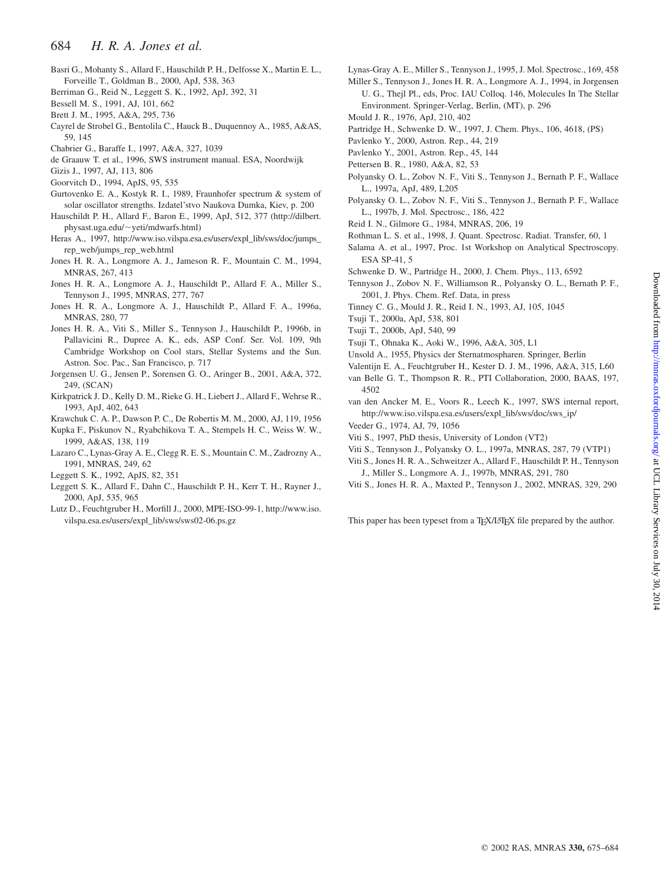Basri G., Mohanty S., Allard F., Hauschildt P. H., Delfosse X., Martin E. L., Forveille T., Goldman B., 2000, ApJ, 538, 363

Berriman G., Reid N., Leggett S. K., 1992, ApJ, 392, 31

Bessell M. S., 1991, AJ, 101, 662

Brett J. M., 1995, A&A, 295, 736

Cayrel de Strobel G., Bentolila C., Hauck B., Duquennoy A., 1985, A&AS, 59, 145

Chabrier G., Baraffe I., 1997, A&A, 327, 1039

de Graauw T. et al., 1996, SWS instrument manual. ESA, Noordwijk

Gizis J., 1997, AJ, 113, 806

Goorvitch D., 1994, ApJS, 95, 535

Gurtovenko E. A., Kostyk R. I., 1989, Fraunhofer spectrum & system of solar oscillator strengths. Izdatel'stvo Naukova Dumka, Kiev, p. 200

Hauschildt P. H., Allard F., Baron E., 1999, ApJ, 512, 377 (http://dilbert.physast.uga.edu/~yeti/mdwarfs.html)

Heras A., 1997, http://www.iso.vilspa.esa.es/users/expl_lib/sws/doc/jumps_rep_web/jumps_rep_web.html

Jones H. R. A., Longmore A. J., Jameson R. F., Mountain C. M., 1994, MNRAS, 267, 413

Jones H. R. A., Longmore A. J., Hauschildt P., Allard F. A., Miller S., Tennyson J., 1995, MNRAS, 277, 767

Jones H. R. A., Longmore A. J., Hauschildt P., Allard F. A., 1996a, MNRAS, 280, 77

Jones H. R. A., Viti S., Miller S., Tennyson J., Hauschildt P., 1996b, in Pallavicini R., Dupree A. K., eds, ASP Conf. Ser. Vol. 109, 9th Cambridge Workshop on Cool stars, Stellar Systems and the Sun. Astron. Soc. Pac., San Francisco, p. 717

Jorgensen U. G., Jensen P., Sorensen G. O., Aringer B., 2001, A&A, 372, 249, (SCAN)

Kirkpatrick J. D., Kelly D. M., Rieke G. H., Liebert J., Allard F., Wehrse R., 1993, ApJ, 402, 643

Krawchuk C. A. P., Dawson P. C., De Robertis M. M., 2000, AJ, 119, 1956

Kupka F., Piskunov N., Ryabchikova T. A., Stempels H. C., Weiss W. W., 1999, A&AS, 138, 119

Lazaro C., Lynas-Gray A. E., Clegg R. E. S., Mountain C. M., Zadrozny A., 1991, MNRAS, 249, 62

Leggett S. K., 1992, ApJS, 82, 351

Leggett S. K., Allard F., Dahn C., Hauschildt P. H., Kerr T. H., Rayner J., 2000, ApJ, 535, 965

Lutz D., Feuchtgruber H., Morfill J., 2000, MPE-ISO-99-1, http://www.iso.vilspa.esa.es/users/expl_lib/sws/sws02-06.ps.gz

Lynas-Gray A. E., Miller S., Tennyson J., 1995, J. Mol. Spectrosc., 169, 458

Miller S., Tennyson J., Jones H. R. A., Longmore A. J., 1994, in Jorgensen U. G., Thejl Pl., eds, Proc. IAU Colloq. 146, Molecules In The Stellar Environment. Springer-Verlag, Berlin, (MT), p. 296

Mould J. R., 1976, ApJ, 210, 402

Partridge H., Schwenke D. W., 1997, J. Chem. Phys., 106, 4618, (PS)

Pavlenko Y., 2000, Astron. Rep., 44, 219

Pavlenko Y., 2001, Astron. Rep., 45, 144

Pettersen B. R., 1980, A&A, 82, 53

Polyansky O. L., Zobov N. F., Viti S., Tennyson J., Bernath P. F., Wallace L., 1997a, ApJ, 489, L205

Polyansky O. L., Zobov N. F., Viti S., Tennyson J., Bernath P. F., Wallace L., 1997b, J. Mol. Spectrosc., 186, 422

Reid I. N., Gilmore G., 1984, MNRAS, 206, 19

Rothman L. S. et al., 1998, J. Quant. Spectrosc. Radiat. Transfer, 60, 1

Salama A. et al., 1997, Proc. 1st Workshop on Analytical Spectroscopy. ESA SP-41, 5

Schwenke D. W., Partridge H., 2000, J. Chem. Phys., 113, 6592

Tennyson J., Zobov N. F., Williamson R., Polyansky O. L., Bernath P. F., 2001, J. Phys. Chem. Ref. Data, in press

Tinney C. G., Mould J. R., Reid I. N., 1993, AJ, 105, 1045

Tsuji T., 2000a, ApJ, 538, 801

Tsuji T., 2000b, ApJ, 540, 99

Tsuji T., Ohnaka K., Aoki W., 1996, A&A, 305, L1

Unsold A., 1955, Physics der Sternatmospharen. Springer, Berlin

Valentijn E. A., Feuchtgruber H., Kester D. J. M., 1996, A&A, 315, L60

van Belle G. T., Thompson R. R., PTI Collaboration, 2000, BAAS, 197, 4502

van den Ancker M. E., Voors R., Leech K., 1997, SWS internal report, http://www.iso.vilspa.esa.es/users/expl_lib/sws/doc/sws_ip/

Veeder G., 1974, AJ, 79, 1056

Viti S., 1997, PhD thesis, University of London (VT2)

Viti S., Tennyson J., Polyansky O. L., 1997a, MNRAS, 287, 79 (VTP1)

Viti S., Jones H. R. A., Schweitzer A., Allard F., Hauschildt P. H., Tennyson J., Miller S., Longmore A. J., 1997b, MNRAS, 291, 780

Viti S., Jones H. R. A., Maxted P., Tennyson J., 2002, MNRAS, 329, 290

This paper has been typeset from a TEX/LATEX file prepared by the author.